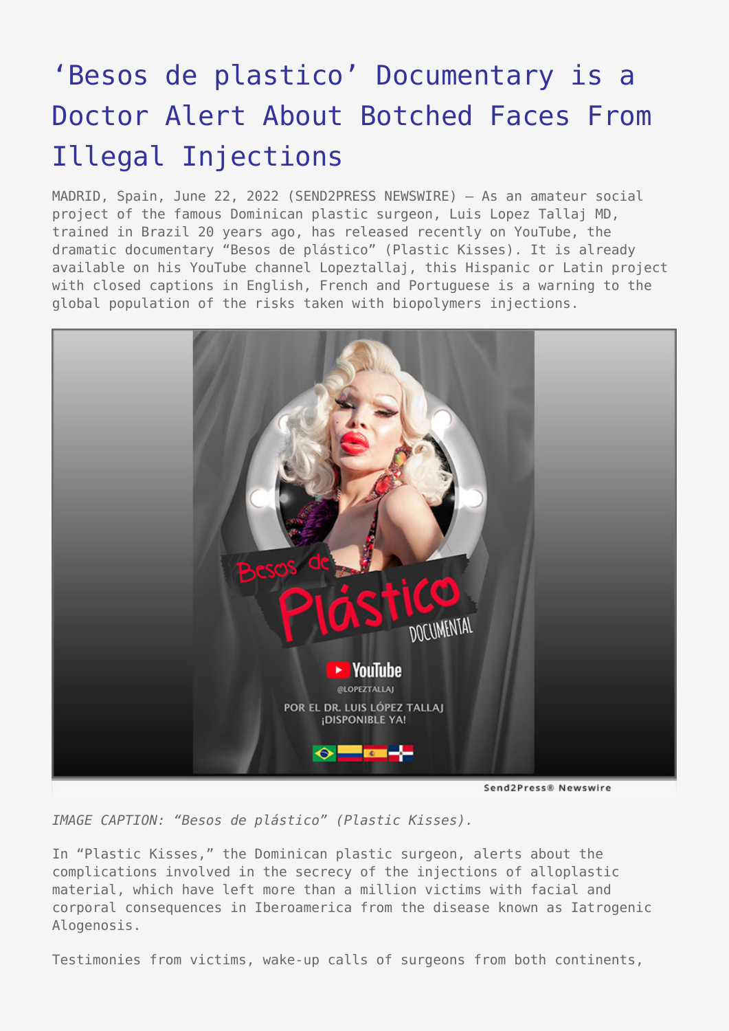# 'Besos de plastico' Documentary is a Doctor Alert About Botched Faces From Illegal Injections

MADRID, Spain, June 22, 2022 (SEND2PRESS NEWSWIRE) — As an amateur social project of the famous Dominican plastic surgeon, Luis Lopez Tallaj MD, trained in Brazil 20 years ago, has released recently on YouTube, the dramatic documentary "Besos de plástico" (Plastic Kisses). It is already available on his YouTube channel Lopeztallaj, this Hispanic or Latin project with closed captions in English, French and Portuguese is a warning to the global population of the risks taken with biopolymers injections.

*IMAGE CAPTION: "Besos de plástico" (Plastic Kisses).*

In "Plastic Kisses," the Dominican plastic surgeon, alerts about the complications involved in the secrecy of the injections of alloplastic material, which have left more than a million victims with facial and corporal consequences in Iberoamerica from the disease known as Iatrogenic Alogenosis.

Testimonies from victims, wake-up calls of surgeons from both continents,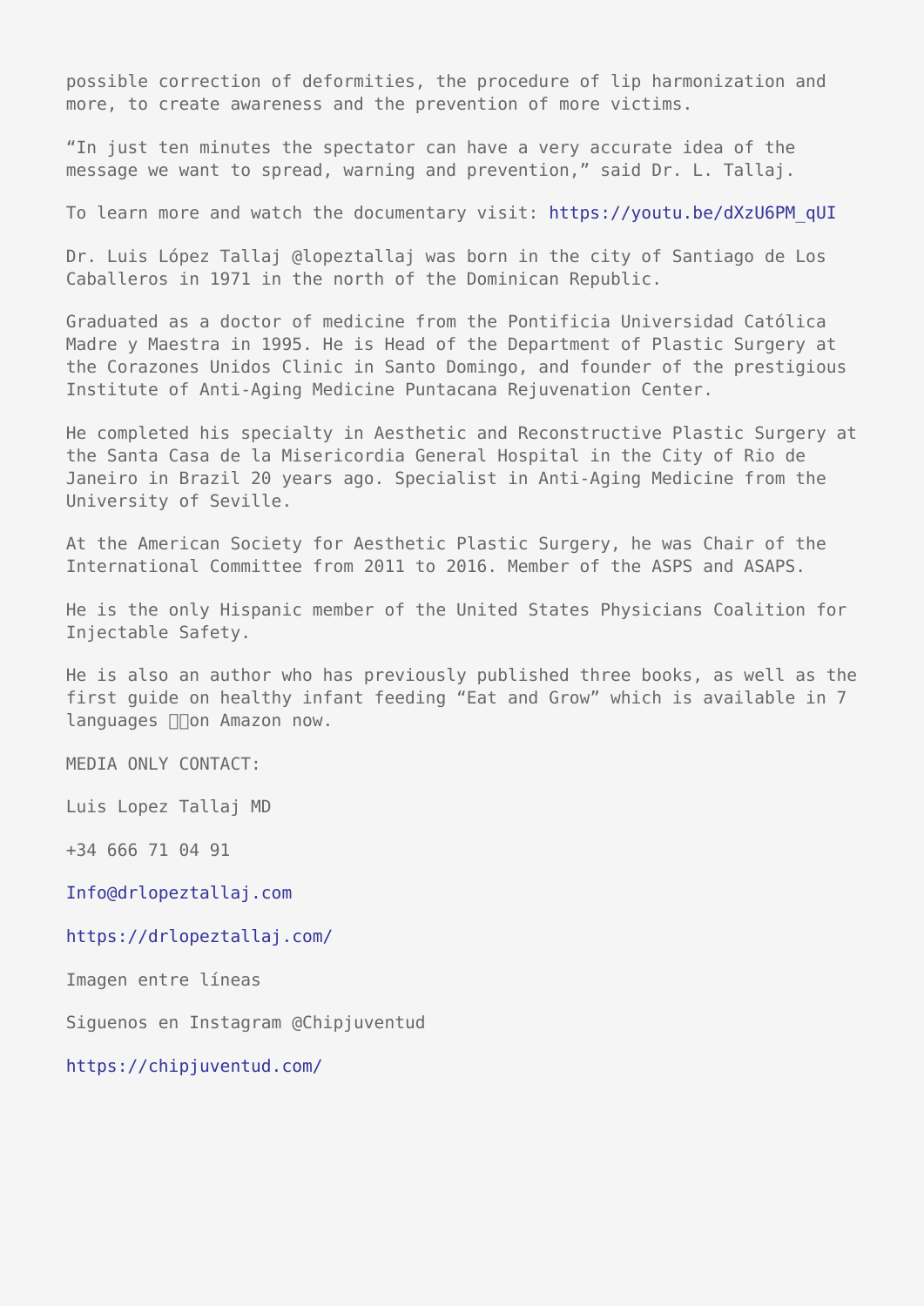possible correction of deformities, the procedure of lip harmonization and more, to create awareness and the prevention of more victims.

"In just ten minutes the spectator can have a very accurate idea of the message we want to spread, warning and prevention," said Dr. L. Tallaj.

To learn more and watch the documentary visit: https://youtu.be/dXzU6PM_qUI

Dr. Luis López Tallaj @lopeztallaj was born in the city of Santiago de Los Caballeros in 1971 in the north of the Dominican Republic.

Graduated as a doctor of medicine from the Pontificia Universidad Católica Madre y Maestra in 1995. He is Head of the Department of Plastic Surgery at the Corazones Unidos Clinic in Santo Domingo, and founder of the prestigious Institute of Anti-Aging Medicine Puntacana Rejuvenation Center.

He completed his specialty in Aesthetic and Reconstructive Plastic Surgery at the Santa Casa de la Misericordia General Hospital in the City of Rio de Janeiro in Brazil 20 years ago. Specialist in Anti-Aging Medicine from the University of Seville.

At the American Society for Aesthetic Plastic Surgery, he was Chair of the International Committee from 2011 to 2016. Member of the ASPS and ASAPS.

He is the only Hispanic member of the United States Physicians Coalition for Injectable Safety.

He is also an author who has previously published three books, as well as the first guide on healthy infant feeding "Eat and Grow" which is available in 7 languages on Amazon now.

MEDIA ONLY CONTACT:

Luis Lopez Tallaj MD

+34 666 71 04 91

Info@drlopeztallaj.com

https://drlopeztallaj.com/

Imagen entre líneas

Siguenos en Instagram @Chipjuventud

https://chipjuventud.com/